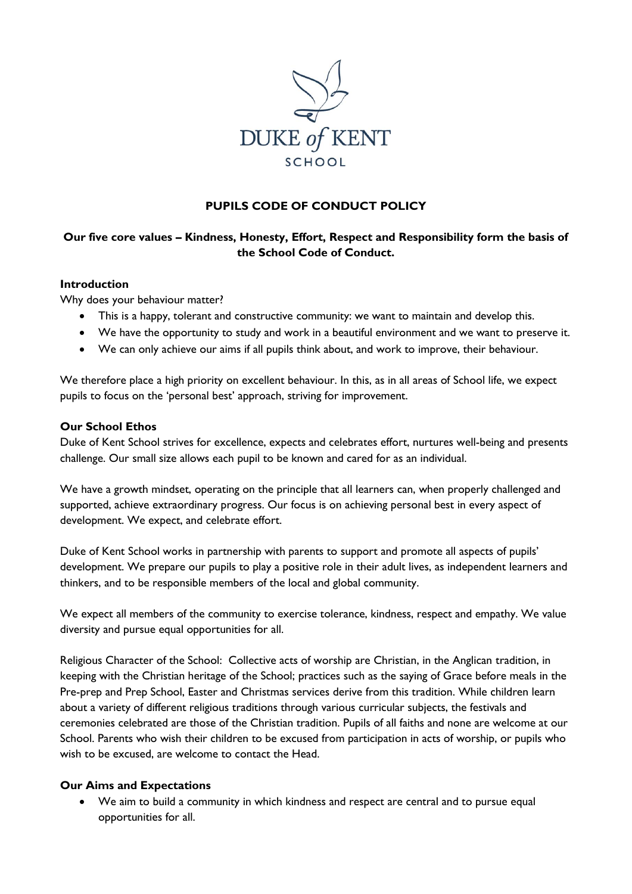DUKE of KENT
SCHOOL

# PUPILS CODE OF CONDUCT POLICY

**Our five core values – Kindness, Honesty, Effort, Respect and Responsibility form the basis of the School Code of Conduct.**

## Introduction

Why does your behaviour matter?

- This is a happy, tolerant and constructive community: we want to maintain and develop this.
- We have the opportunity to study and work in a beautiful environment and we want to preserve it.
- We can only achieve our aims if all pupils think about, and work to improve, their behaviour.

We therefore place a high priority on excellent behaviour. In this, as in all areas of School life, we expect pupils to focus on the 'personal best' approach, striving for improvement.

## Our School Ethos

Duke of Kent School strives for excellence, expects and celebrates effort, nurtures well-being and presents challenge. Our small size allows each pupil to be known and cared for as an individual.

We have a growth mindset, operating on the principle that all learners can, when properly challenged and supported, achieve extraordinary progress. Our focus is on achieving personal best in every aspect of development. We expect, and celebrate effort.

Duke of Kent School works in partnership with parents to support and promote all aspects of pupils' development. We prepare our pupils to play a positive role in their adult lives, as independent learners and thinkers, and to be responsible members of the local and global community.

We expect all members of the community to exercise tolerance, kindness, respect and empathy. We value diversity and pursue equal opportunities for all.

Religious Character of the School: Collective acts of worship are Christian, in the Anglican tradition, in keeping with the Christian heritage of the School; practices such as the saying of Grace before meals in the Pre-prep and Prep School, Easter and Christmas services derive from this tradition. While children learn about a variety of different religious traditions through various curricular subjects, the festivals and ceremonies celebrated are those of the Christian tradition. Pupils of all faiths and none are welcome at our School. Parents who wish their children to be excused from participation in acts of worship, or pupils who wish to be excused, are welcome to contact the Head.

## Our Aims and Expectations

- We aim to build a community in which kindness and respect are central and to pursue equal opportunities for all.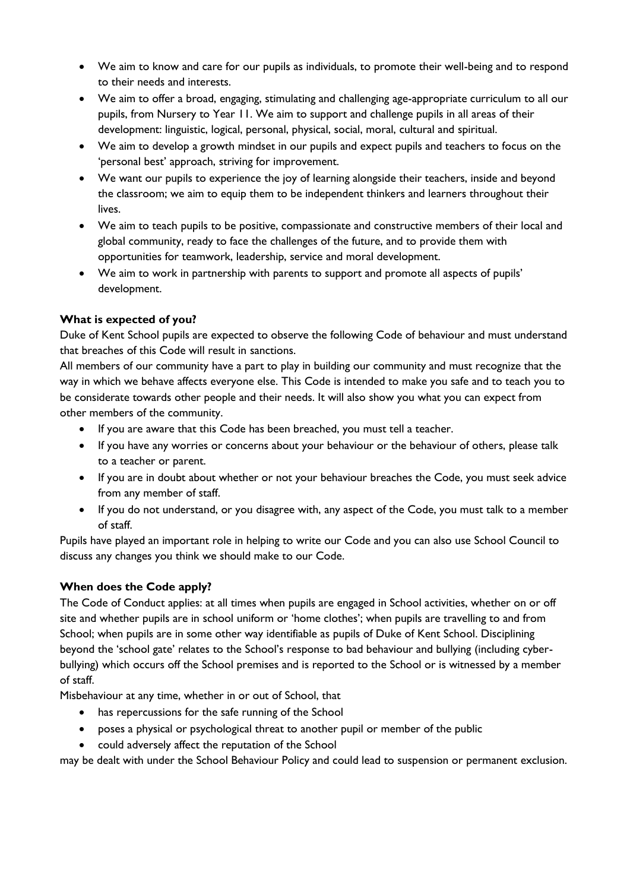- We aim to know and care for our pupils as individuals, to promote their well-being and to respond to their needs and interests.
- We aim to offer a broad, engaging, stimulating and challenging age-appropriate curriculum to all our pupils, from Nursery to Year 11. We aim to support and challenge pupils in all areas of their development: linguistic, logical, personal, physical, social, moral, cultural and spiritual.
- We aim to develop a growth mindset in our pupils and expect pupils and teachers to focus on the 'personal best' approach, striving for improvement.
- We want our pupils to experience the joy of learning alongside their teachers, inside and beyond the classroom; we aim to equip them to be independent thinkers and learners throughout their lives.
- We aim to teach pupils to be positive, compassionate and constructive members of their local and global community, ready to face the challenges of the future, and to provide them with opportunities for teamwork, leadership, service and moral development.
- We aim to work in partnership with parents to support and promote all aspects of pupils' development.

**What is expected of you?**

Duke of Kent School pupils are expected to observe the following Code of behaviour and must understand that breaches of this Code will result in sanctions.

All members of our community have a part to play in building our community and must recognize that the way in which we behave affects everyone else. This Code is intended to make you safe and to teach you to be considerate towards other people and their needs. It will also show you what you can expect from other members of the community.

- If you are aware that this Code has been breached, you must tell a teacher.
- If you have any worries or concerns about your behaviour or the behaviour of others, please talk to a teacher or parent.
- If you are in doubt about whether or not your behaviour breaches the Code, you must seek advice from any member of staff.
- If you do not understand, or you disagree with, any aspect of the Code, you must talk to a member of staff.

Pupils have played an important role in helping to write our Code and you can also use School Council to discuss any changes you think we should make to our Code.

**When does the Code apply?**

The Code of Conduct applies: at all times when pupils are engaged in School activities, whether on or off site and whether pupils are in school uniform or 'home clothes'; when pupils are travelling to and from School; when pupils are in some other way identifiable as pupils of Duke of Kent School. Disciplining beyond the 'school gate' relates to the School's response to bad behaviour and bullying (including cyber-bullying) which occurs off the School premises and is reported to the School or is witnessed by a member of staff.

Misbehaviour at any time, whether in or out of School, that

- has repercussions for the safe running of the School
- poses a physical or psychological threat to another pupil or member of the public
- could adversely affect the reputation of the School

may be dealt with under the School Behaviour Policy and could lead to suspension or permanent exclusion.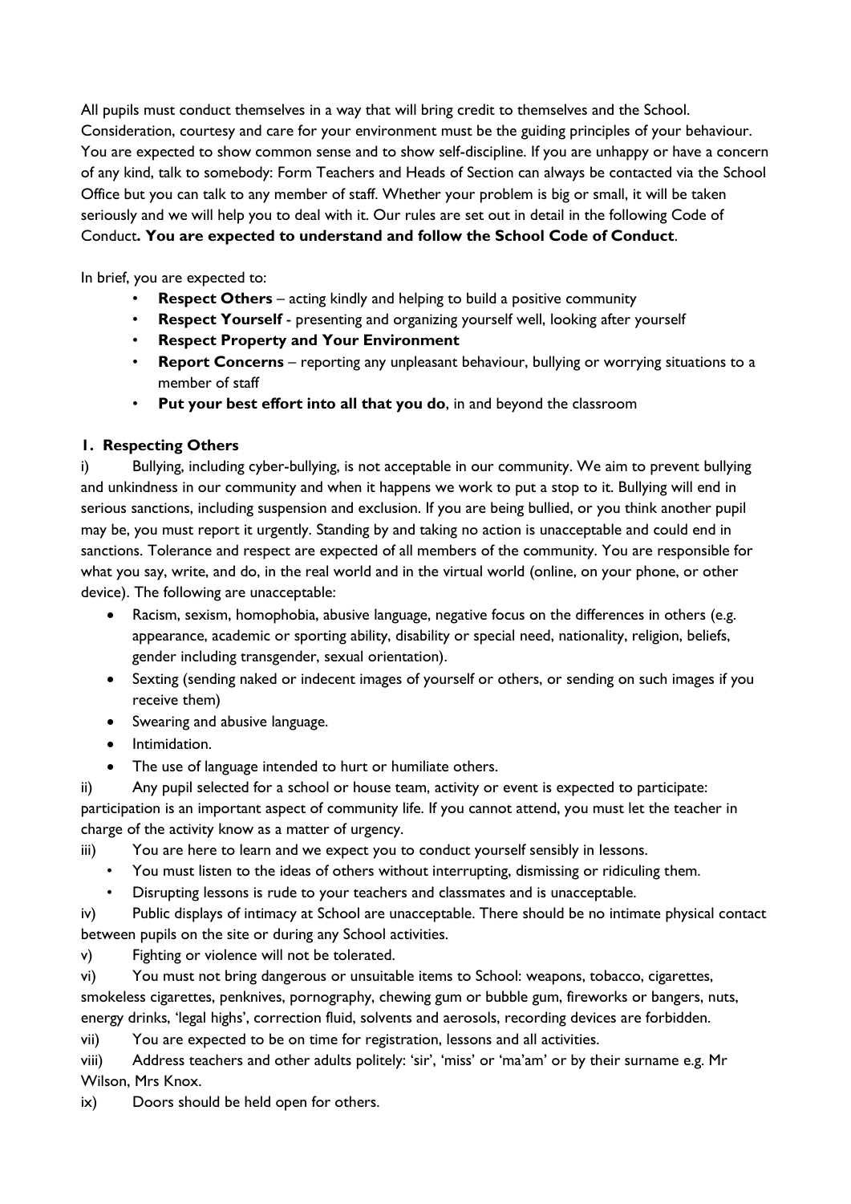All pupils must conduct themselves in a way that will bring credit to themselves and the School. Consideration, courtesy and care for your environment must be the guiding principles of your behaviour. You are expected to show common sense and to show self-discipline. If you are unhappy or have a concern of any kind, talk to somebody: Form Teachers and Heads of Section can always be contacted via the School Office but you can talk to any member of staff. Whether your problem is big or small, it will be taken seriously and we will help you to deal with it. Our rules are set out in detail in the following Code of Conduct**. You are expected to understand and follow the School Code of Conduct**.

In brief, you are expected to:

- **Respect Others** – acting kindly and helping to build a positive community
- **Respect Yourself** - presenting and organizing yourself well, looking after yourself
- **Respect Property and Your Environment**
- **Report Concerns** – reporting any unpleasant behaviour, bullying or worrying situations to a member of staff
- **Put your best effort into all that you do**, in and beyond the classroom

### 1. Respecting Others

i) Bullying, including cyber-bullying, is not acceptable in our community. We aim to prevent bullying and unkindness in our community and when it happens we work to put a stop to it. Bullying will end in serious sanctions, including suspension and exclusion. If you are being bullied, or you think another pupil may be, you must report it urgently. Standing by and taking no action is unacceptable and could end in sanctions. Tolerance and respect are expected of all members of the community. You are responsible for what you say, write, and do, in the real world and in the virtual world (online, on your phone, or other device). The following are unacceptable:

- Racism, sexism, homophobia, abusive language, negative focus on the differences in others (e.g. appearance, academic or sporting ability, disability or special need, nationality, religion, beliefs, gender including transgender, sexual orientation).
- Sexting (sending naked or indecent images of yourself or others, or sending on such images if you receive them)
- Swearing and abusive language.
- Intimidation.
- The use of language intended to hurt or humiliate others.

ii) Any pupil selected for a school or house team, activity or event is expected to participate: participation is an important aspect of community life. If you cannot attend, you must let the teacher in charge of the activity know as a matter of urgency.

iii) You are here to learn and we expect you to conduct yourself sensibly in lessons.

- You must listen to the ideas of others without interrupting, dismissing or ridiculing them.
- Disrupting lessons is rude to your teachers and classmates and is unacceptable.

iv) Public displays of intimacy at School are unacceptable. There should be no intimate physical contact between pupils on the site or during any School activities.

v) Fighting or violence will not be tolerated.

vi) You must not bring dangerous or unsuitable items to School: weapons, tobacco, cigarettes, smokeless cigarettes, penknives, pornography, chewing gum or bubble gum, fireworks or bangers, nuts, energy drinks, 'legal highs', correction fluid, solvents and aerosols, recording devices are forbidden.

vii) You are expected to be on time for registration, lessons and all activities.

viii) Address teachers and other adults politely: 'sir', 'miss' or 'ma'am' or by their surname e.g. Mr Wilson, Mrs Knox.

ix) Doors should be held open for others.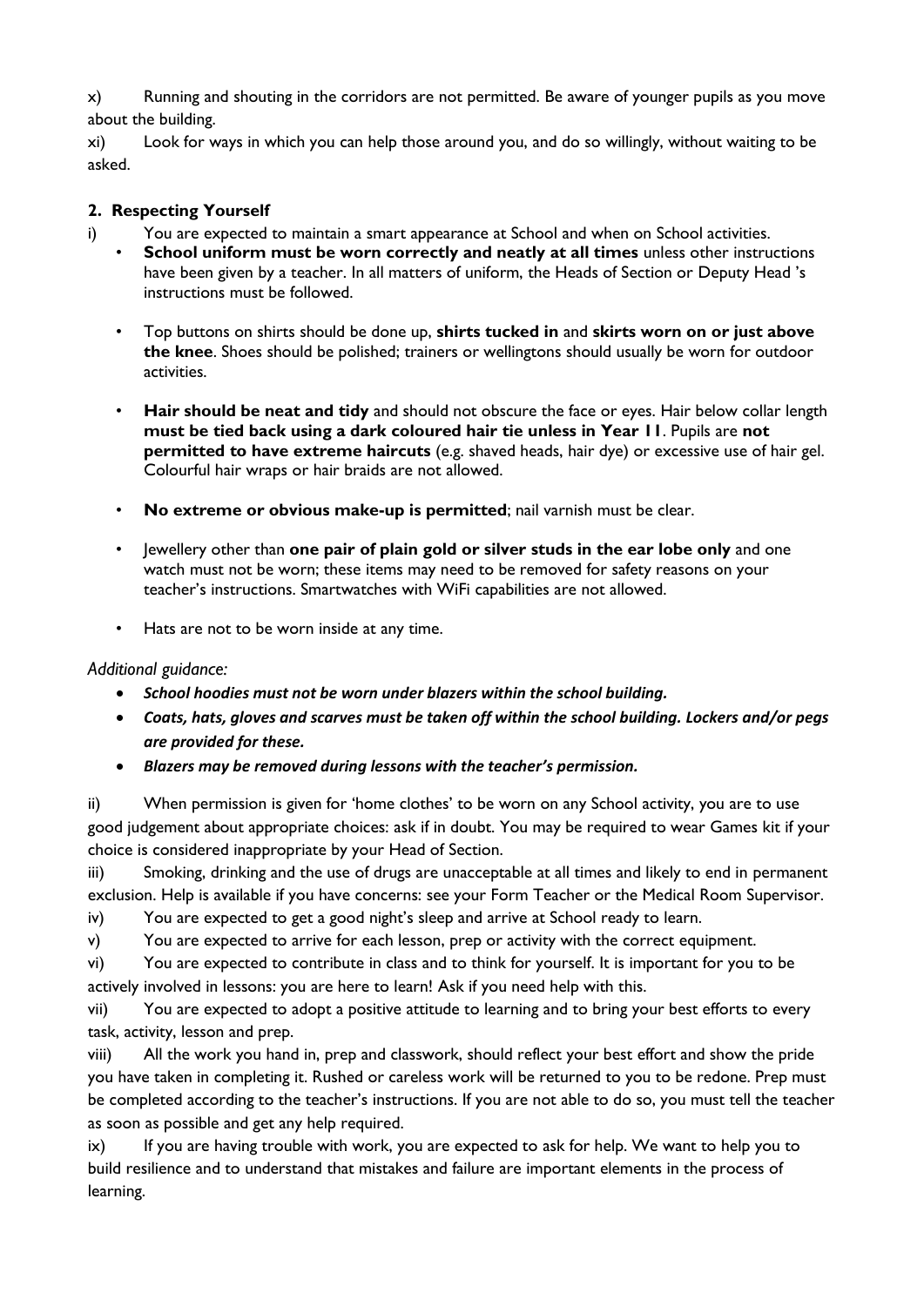x) Running and shouting in the corridors are not permitted. Be aware of younger pupils as you move about the building.

xi) Look for ways in which you can help those around you, and do so willingly, without waiting to be asked.

## 2. Respecting Yourself

i) You are expected to maintain a smart appearance at School and when on School activities.

- **School uniform must be worn correctly and neatly at all times** unless other instructions have been given by a teacher. In all matters of uniform, the Heads of Section or Deputy Head 's instructions must be followed.
- Top buttons on shirts should be done up, **shirts tucked in** and **skirts worn on or just above the knee**. Shoes should be polished; trainers or wellingtons should usually be worn for outdoor activities.
- **Hair should be neat and tidy** and should not obscure the face or eyes. Hair below collar length **must be tied back using a dark coloured hair tie unless in Year 11**. Pupils are **not permitted to have extreme haircuts** (e.g. shaved heads, hair dye) or excessive use of hair gel. Colourful hair wraps or hair braids are not allowed.
- **No extreme or obvious make-up is permitted**; nail varnish must be clear.
- Jewellery other than **one pair of plain gold or silver studs in the ear lobe only** and one watch must not be worn; these items may need to be removed for safety reasons on your teacher's instructions. Smartwatches with WiFi capabilities are not allowed.
- Hats are not to be worn inside at any time.

*Additional guidance:*

- ***School hoodies must not be worn under blazers within the school building.***
- ***Coats, hats, gloves and scarves must be taken off within the school building. Lockers and/or pegs are provided for these.***
- ***Blazers may be removed during lessons with the teacher's permission.***

ii) When permission is given for 'home clothes' to be worn on any School activity, you are to use good judgement about appropriate choices: ask if in doubt. You may be required to wear Games kit if your choice is considered inappropriate by your Head of Section.

iii) Smoking, drinking and the use of drugs are unacceptable at all times and likely to end in permanent exclusion. Help is available if you have concerns: see your Form Teacher or the Medical Room Supervisor.

iv) You are expected to get a good night's sleep and arrive at School ready to learn.

v) You are expected to arrive for each lesson, prep or activity with the correct equipment.

vi) You are expected to contribute in class and to think for yourself. It is important for you to be actively involved in lessons: you are here to learn! Ask if you need help with this.

vii) You are expected to adopt a positive attitude to learning and to bring your best efforts to every task, activity, lesson and prep.

viii) All the work you hand in, prep and classwork, should reflect your best effort and show the pride you have taken in completing it. Rushed or careless work will be returned to you to be redone. Prep must be completed according to the teacher's instructions. If you are not able to do so, you must tell the teacher as soon as possible and get any help required.

ix) If you are having trouble with work, you are expected to ask for help. We want to help you to build resilience and to understand that mistakes and failure are important elements in the process of learning.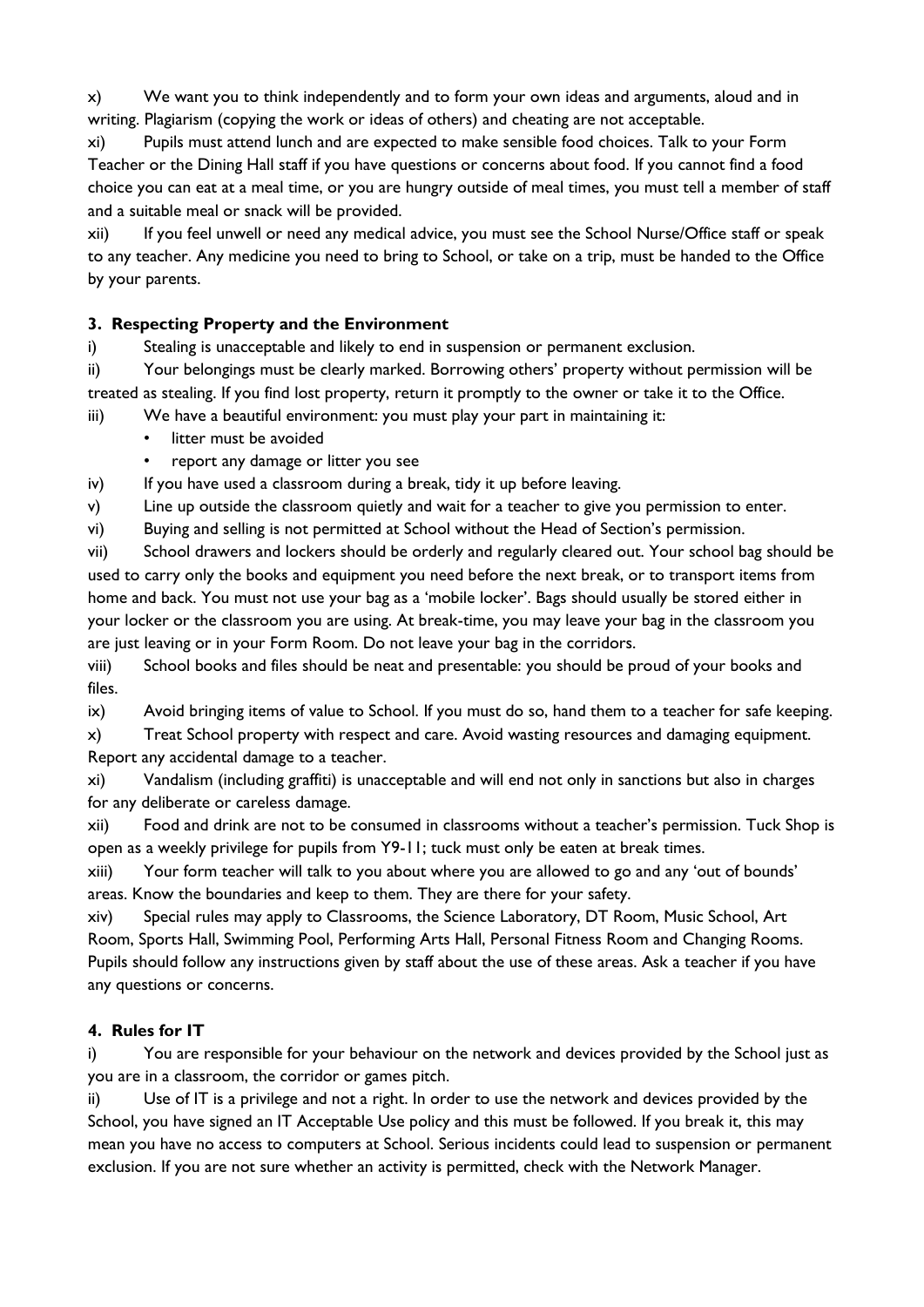x) We want you to think independently and to form your own ideas and arguments, aloud and in writing. Plagiarism (copying the work or ideas of others) and cheating are not acceptable.

xi) Pupils must attend lunch and are expected to make sensible food choices. Talk to your Form Teacher or the Dining Hall staff if you have questions or concerns about food. If you cannot find a food choice you can eat at a meal time, or you are hungry outside of meal times, you must tell a member of staff and a suitable meal or snack will be provided.

xii) If you feel unwell or need any medical advice, you must see the School Nurse/Office staff or speak to any teacher. Any medicine you need to bring to School, or take on a trip, must be handed to the Office by your parents.

### 3. Respecting Property and the Environment

i) Stealing is unacceptable and likely to end in suspension or permanent exclusion.

ii) Your belongings must be clearly marked. Borrowing others' property without permission will be treated as stealing. If you find lost property, return it promptly to the owner or take it to the Office.

iii) We have a beautiful environment: you must play your part in maintaining it:

- litter must be avoided
- report any damage or litter you see

iv) If you have used a classroom during a break, tidy it up before leaving.

v) Line up outside the classroom quietly and wait for a teacher to give you permission to enter.

vi) Buying and selling is not permitted at School without the Head of Section's permission.

vii) School drawers and lockers should be orderly and regularly cleared out. Your school bag should be used to carry only the books and equipment you need before the next break, or to transport items from home and back. You must not use your bag as a 'mobile locker'. Bags should usually be stored either in your locker or the classroom you are using. At break-time, you may leave your bag in the classroom you are just leaving or in your Form Room. Do not leave your bag in the corridors.

viii) School books and files should be neat and presentable: you should be proud of your books and files.

ix) Avoid bringing items of value to School. If you must do so, hand them to a teacher for safe keeping.

x) Treat School property with respect and care. Avoid wasting resources and damaging equipment. Report any accidental damage to a teacher.

xi) Vandalism (including graffiti) is unacceptable and will end not only in sanctions but also in charges for any deliberate or careless damage.

xii) Food and drink are not to be consumed in classrooms without a teacher's permission. Tuck Shop is open as a weekly privilege for pupils from Y9-11; tuck must only be eaten at break times.

xiii) Your form teacher will talk to you about where you are allowed to go and any 'out of bounds' areas. Know the boundaries and keep to them. They are there for your safety.

xiv) Special rules may apply to Classrooms, the Science Laboratory, DT Room, Music School, Art Room, Sports Hall, Swimming Pool, Performing Arts Hall, Personal Fitness Room and Changing Rooms. Pupils should follow any instructions given by staff about the use of these areas. Ask a teacher if you have any questions or concerns.

### 4. Rules for IT

i) You are responsible for your behaviour on the network and devices provided by the School just as you are in a classroom, the corridor or games pitch.

ii) Use of IT is a privilege and not a right. In order to use the network and devices provided by the School, you have signed an IT Acceptable Use policy and this must be followed. If you break it, this may mean you have no access to computers at School. Serious incidents could lead to suspension or permanent exclusion. If you are not sure whether an activity is permitted, check with the Network Manager.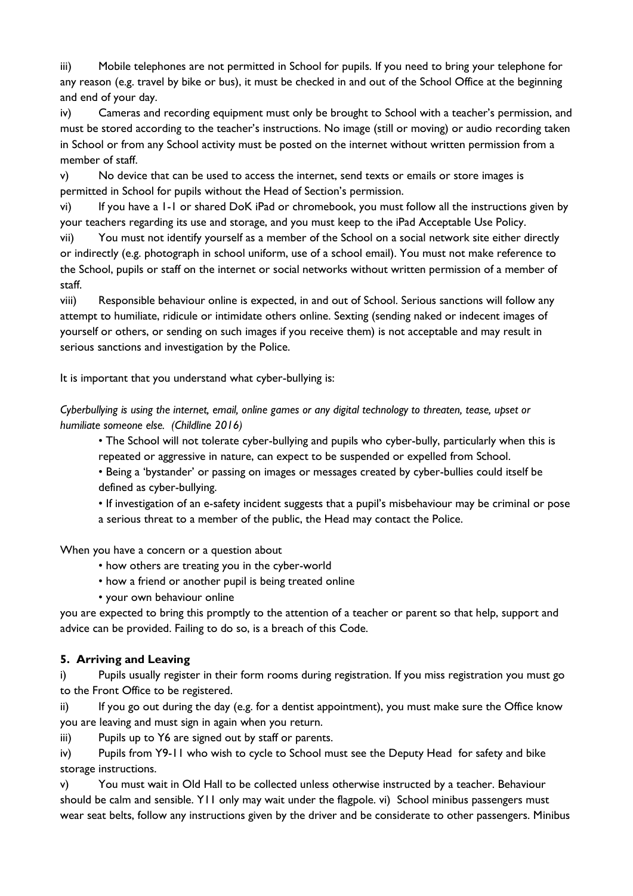iii) Mobile telephones are not permitted in School for pupils. If you need to bring your telephone for any reason (e.g. travel by bike or bus), it must be checked in and out of the School Office at the beginning and end of your day.

iv) Cameras and recording equipment must only be brought to School with a teacher's permission, and must be stored according to the teacher's instructions. No image (still or moving) or audio recording taken in School or from any School activity must be posted on the internet without written permission from a member of staff.

v) No device that can be used to access the internet, send texts or emails or store images is permitted in School for pupils without the Head of Section's permission.

vi) If you have a 1-1 or shared DoK iPad or chromebook, you must follow all the instructions given by your teachers regarding its use and storage, and you must keep to the iPad Acceptable Use Policy.

vii) You must not identify yourself as a member of the School on a social network site either directly or indirectly (e.g. photograph in school uniform, use of a school email). You must not make reference to the School, pupils or staff on the internet or social networks without written permission of a member of staff.

viii) Responsible behaviour online is expected, in and out of School. Serious sanctions will follow any attempt to humiliate, ridicule or intimidate others online. Sexting (sending naked or indecent images of yourself or others, or sending on such images if you receive them) is not acceptable and may result in serious sanctions and investigation by the Police.

It is important that you understand what cyber-bullying is:

*Cyberbullying is using the internet, email, online games or any digital technology to threaten, tease, upset or humiliate someone else. (Childline 2016)*

- The School will not tolerate cyber-bullying and pupils who cyber-bully, particularly when this is repeated or aggressive in nature, can expect to be suspended or expelled from School.
- Being a 'bystander' or passing on images or messages created by cyber-bullies could itself be defined as cyber-bullying.
- If investigation of an e-safety incident suggests that a pupil's misbehaviour may be criminal or pose a serious threat to a member of the public, the Head may contact the Police.

When you have a concern or a question about

- how others are treating you in the cyber-world
- how a friend or another pupil is being treated online
- your own behaviour online

you are expected to bring this promptly to the attention of a teacher or parent so that help, support and advice can be provided. Failing to do so, is a breach of this Code.

### 5. Arriving and Leaving

i) Pupils usually register in their form rooms during registration. If you miss registration you must go to the Front Office to be registered.

ii) If you go out during the day (e.g. for a dentist appointment), you must make sure the Office know you are leaving and must sign in again when you return.

iii) Pupils up to Y6 are signed out by staff or parents.

iv) Pupils from Y9-11 who wish to cycle to School must see the Deputy Head for safety and bike storage instructions.

v) You must wait in Old Hall to be collected unless otherwise instructed by a teacher. Behaviour should be calm and sensible. Y11 only may wait under the flagpole. vi) School minibus passengers must wear seat belts, follow any instructions given by the driver and be considerate to other passengers. Minibus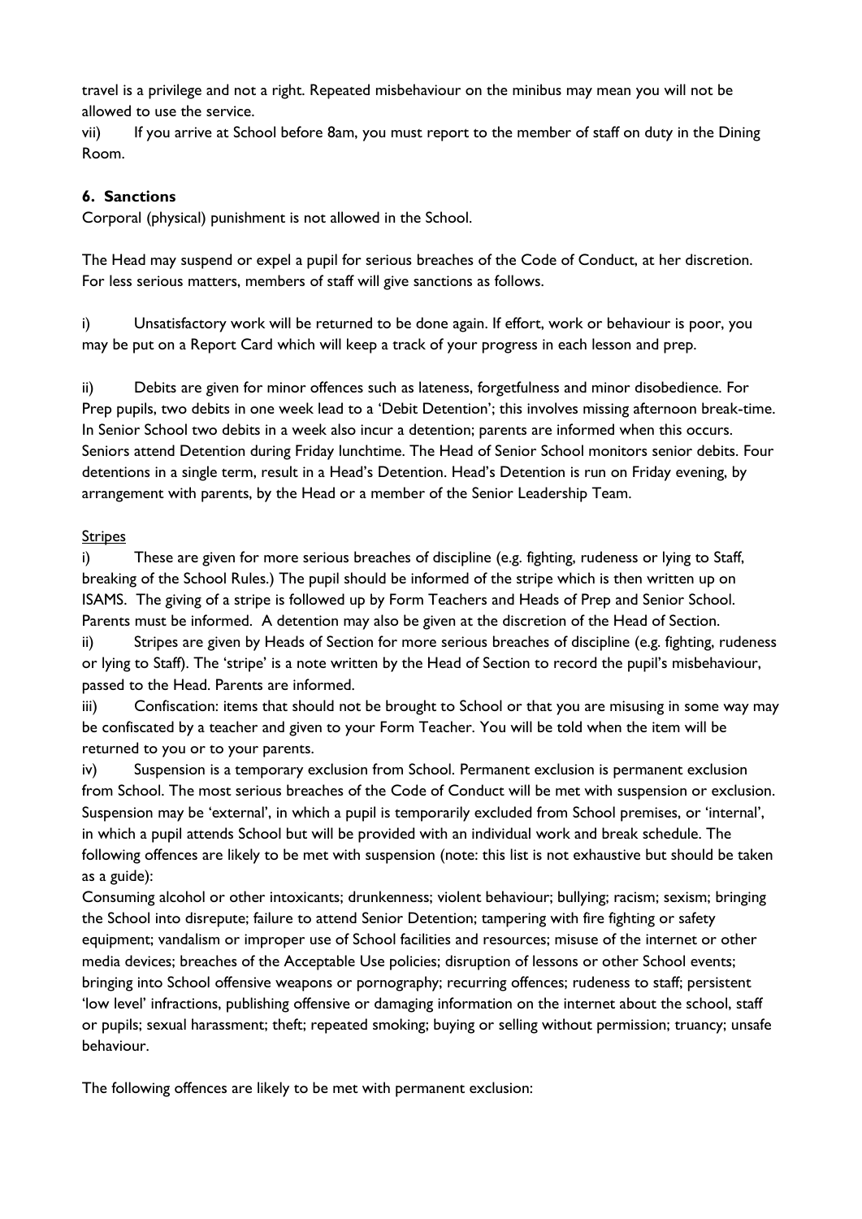travel is a privilege and not a right. Repeated misbehaviour on the minibus may mean you will not be allowed to use the service.

vii) If you arrive at School before 8am, you must report to the member of staff on duty in the Dining Room.

### 6. Sanctions

Corporal (physical) punishment is not allowed in the School.

The Head may suspend or expel a pupil for serious breaches of the Code of Conduct, at her discretion. For less serious matters, members of staff will give sanctions as follows.

i) Unsatisfactory work will be returned to be done again. If effort, work or behaviour is poor, you may be put on a Report Card which will keep a track of your progress in each lesson and prep.

ii) Debits are given for minor offences such as lateness, forgetfulness and minor disobedience. For Prep pupils, two debits in one week lead to a 'Debit Detention'; this involves missing afternoon break-time. In Senior School two debits in a week also incur a detention; parents are informed when this occurs. Seniors attend Detention during Friday lunchtime. The Head of Senior School monitors senior debits. Four detentions in a single term, result in a Head's Detention. Head's Detention is run on Friday evening, by arrangement with parents, by the Head or a member of the Senior Leadership Team.

<u>Stripes</u>

i) These are given for more serious breaches of discipline (e.g. fighting, rudeness or lying to Staff, breaking of the School Rules.) The pupil should be informed of the stripe which is then written up on ISAMS. The giving of a stripe is followed up by Form Teachers and Heads of Prep and Senior School. Parents must be informed. A detention may also be given at the discretion of the Head of Section.

ii) Stripes are given by Heads of Section for more serious breaches of discipline (e.g. fighting, rudeness or lying to Staff). The 'stripe' is a note written by the Head of Section to record the pupil's misbehaviour, passed to the Head. Parents are informed.

iii) Confiscation: items that should not be brought to School or that you are misusing in some way may be confiscated by a teacher and given to your Form Teacher. You will be told when the item will be returned to you or to your parents.

iv) Suspension is a temporary exclusion from School. Permanent exclusion is permanent exclusion from School. The most serious breaches of the Code of Conduct will be met with suspension or exclusion. Suspension may be 'external', in which a pupil is temporarily excluded from School premises, or 'internal', in which a pupil attends School but will be provided with an individual work and break schedule. The following offences are likely to be met with suspension (note: this list is not exhaustive but should be taken as a guide):

Consuming alcohol or other intoxicants; drunkenness; violent behaviour; bullying; racism; sexism; bringing the School into disrepute; failure to attend Senior Detention; tampering with fire fighting or safety equipment; vandalism or improper use of School facilities and resources; misuse of the internet or other media devices; breaches of the Acceptable Use policies; disruption of lessons or other School events; bringing into School offensive weapons or pornography; recurring offences; rudeness to staff; persistent 'low level' infractions, publishing offensive or damaging information on the internet about the school, staff or pupils; sexual harassment; theft; repeated smoking; buying or selling without permission; truancy; unsafe behaviour.

The following offences are likely to be met with permanent exclusion: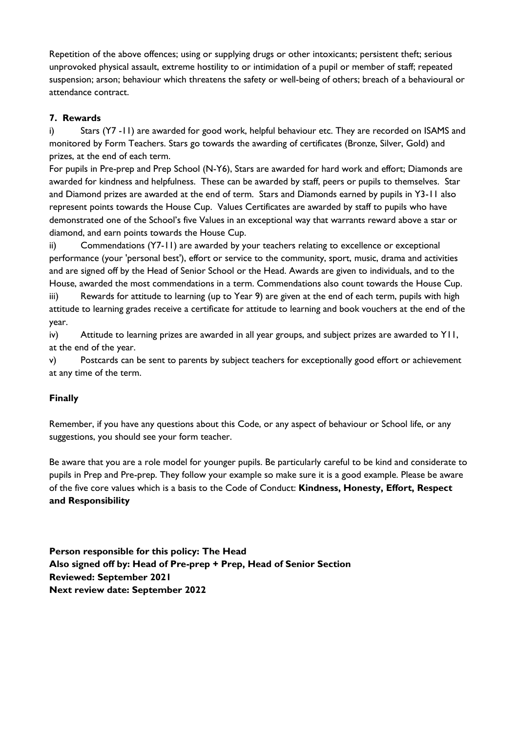Repetition of the above offences; using or supplying drugs or other intoxicants; persistent theft; serious unprovoked physical assault, extreme hostility to or intimidation of a pupil or member of staff; repeated suspension; arson; behaviour which threatens the safety or well-being of others; breach of a behavioural or attendance contract.

## 7. Rewards

i) Stars (Y7 -11) are awarded for good work, helpful behaviour etc. They are recorded on ISAMS and monitored by Form Teachers. Stars go towards the awarding of certificates (Bronze, Silver, Gold) and prizes, at the end of each term.

For pupils in Pre-prep and Prep School (N-Y6), Stars are awarded for hard work and effort; Diamonds are awarded for kindness and helpfulness. These can be awarded by staff, peers or pupils to themselves. Star and Diamond prizes are awarded at the end of term. Stars and Diamonds earned by pupils in Y3-11 also represent points towards the House Cup. Values Certificates are awarded by staff to pupils who have demonstrated one of the School's five Values in an exceptional way that warrants reward above a star or diamond, and earn points towards the House Cup.

ii) Commendations (Y7-11) are awarded by your teachers relating to excellence or exceptional performance (your 'personal best'), effort or service to the community, sport, music, drama and activities and are signed off by the Head of Senior School or the Head. Awards are given to individuals, and to the House, awarded the most commendations in a term. Commendations also count towards the House Cup.

iii) Rewards for attitude to learning (up to Year 9) are given at the end of each term, pupils with high attitude to learning grades receive a certificate for attitude to learning and book vouchers at the end of the year.

iv) Attitude to learning prizes are awarded in all year groups, and subject prizes are awarded to Y11, at the end of the year.

v) Postcards can be sent to parents by subject teachers for exceptionally good effort or achievement at any time of the term.

## Finally

Remember, if you have any questions about this Code, or any aspect of behaviour or School life, or any suggestions, you should see your form teacher.

Be aware that you are a role model for younger pupils. Be particularly careful to be kind and considerate to pupils in Prep and Pre-prep. They follow your example so make sure it is a good example. Please be aware of the five core values which is a basis to the Code of Conduct: **Kindness, Honesty, Effort, Respect and Responsibility**

**Person responsible for this policy: The Head**
**Also signed off by: Head of Pre-prep + Prep, Head of Senior Section**
**Reviewed: September 2021**
**Next review date: September 2022**